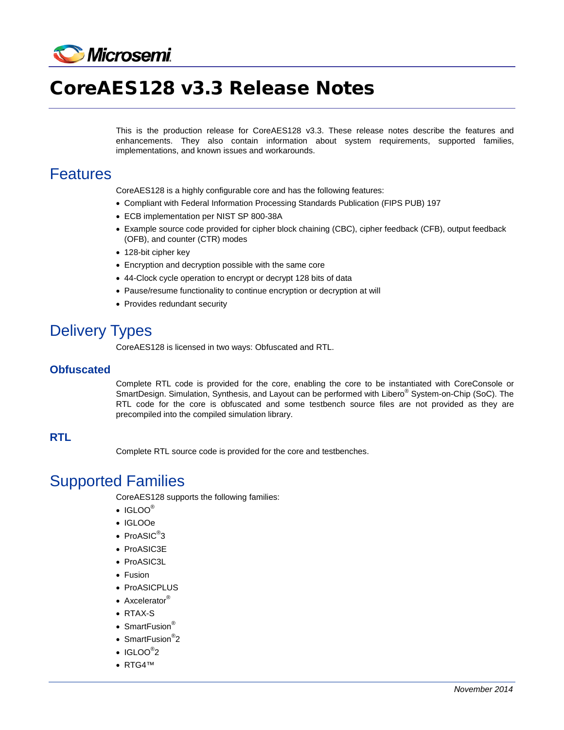# CoreAES128 v3.3 Release Notes

This is the production release for CoreAES128 v3.3. These release notes describe the features and enhancements. They also contain information about system requirements, supported families, implementations, and known issues and workarounds.

## Features

CoreAES128 is a highly configurable core and has the following features:

- Compliant with Federal Information Processing Standards Publication (FIPS PUB) 197
- ECB implementation per NIST SP 800-38A
- Example source code provided for cipher block chaining (CBC), cipher feedback (CFB), output feedback (OFB), and counter (CTR) modes
- 128-bit cipher key
- Encryption and decryption possible with the same core
- 44-Clock cycle operation to encrypt or decrypt 128 bits of data
- Pause/resume functionality to continue encryption or decryption at will
- Provides redundant security

## Delivery Types

CoreAES128 is licensed in two ways: Obfuscated and RTL.

### Obfuscated

Complete RTL code is provided for the core, enabling the core to be instantiated with CoreConsole or SmartDesign. Simulation, Synthesis, and Layout can be performed with Libero® System-on-Chip (SoC). The RTL code for the core is obfuscated and some testbench source files are not provided as they are precompiled into the compiled simulation library.

### RTL

Complete RTL source code is provided for the core and testbenches.

## Supported Families

CoreAES128 supports the following families:

- IGLOO®
- IGLOOe
- ProASIC®3
- ProASIC3E
- ProASIC3L
- Fusion
- ProASICPLUS
- Axcelerator®
- RTAX-S
- SmartFusion®
- SmartFusion®2
- IGLOO®2
- RTG4™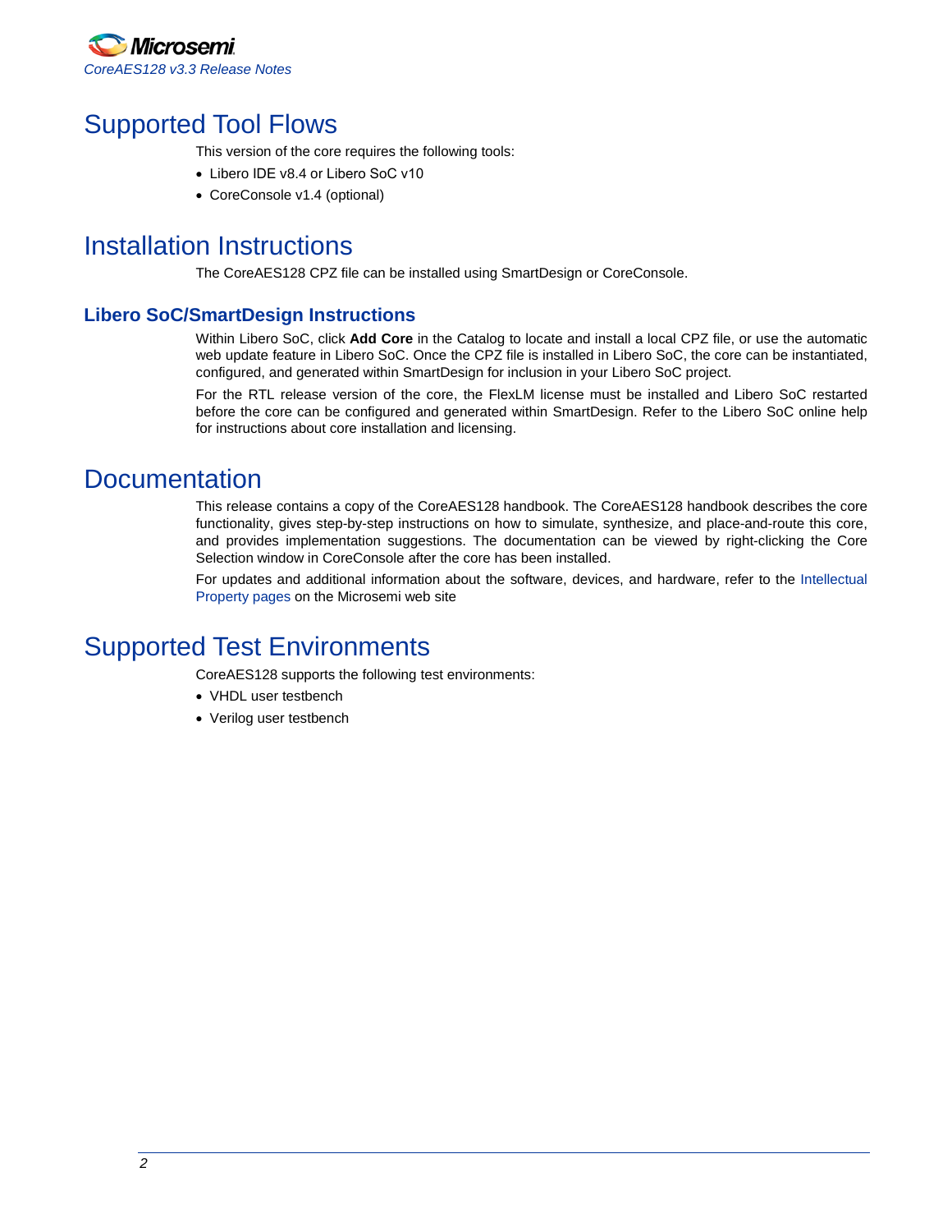# Supported Tool Flows

This version of the core requires the following tools:

- Libero IDE v8.4 or Libero SoC v10
- CoreConsole v1.4 (optional)

# Installation Instructions

The CoreAES128 CPZ file can be installed using SmartDesign or CoreConsole.

## Libero SoC/SmartDesign Instructions

Within Libero SoC, click **Add Core** in the Catalog to locate and install a local CPZ file, or use the automatic web update feature in Libero SoC. Once the CPZ file is installed in Libero SoC, the core can be instantiated, configured, and generated within SmartDesign for inclusion in your Libero SoC project.

For the RTL release version of the core, the FlexLM license must be installed and Libero SoC restarted before the core can be configured and generated within SmartDesign. Refer to the Libero SoC online help for instructions about core installation and licensing.

# Documentation

This release contains a copy of the CoreAES128 handbook. The CoreAES128 handbook describes the core functionality, gives step-by-step instructions on how to simulate, synthesize, and place-and-route this core, and provides implementation suggestions. The documentation can be viewed by right-clicking the Core Selection window in CoreConsole after the core has been installed.

For updates and additional information about the software, devices, and hardware, refer to the Intellectual Property pages on the Microsemi web site

# Supported Test Environments

CoreAES128 supports the following test environments:

- VHDL user testbench
- Verilog user testbench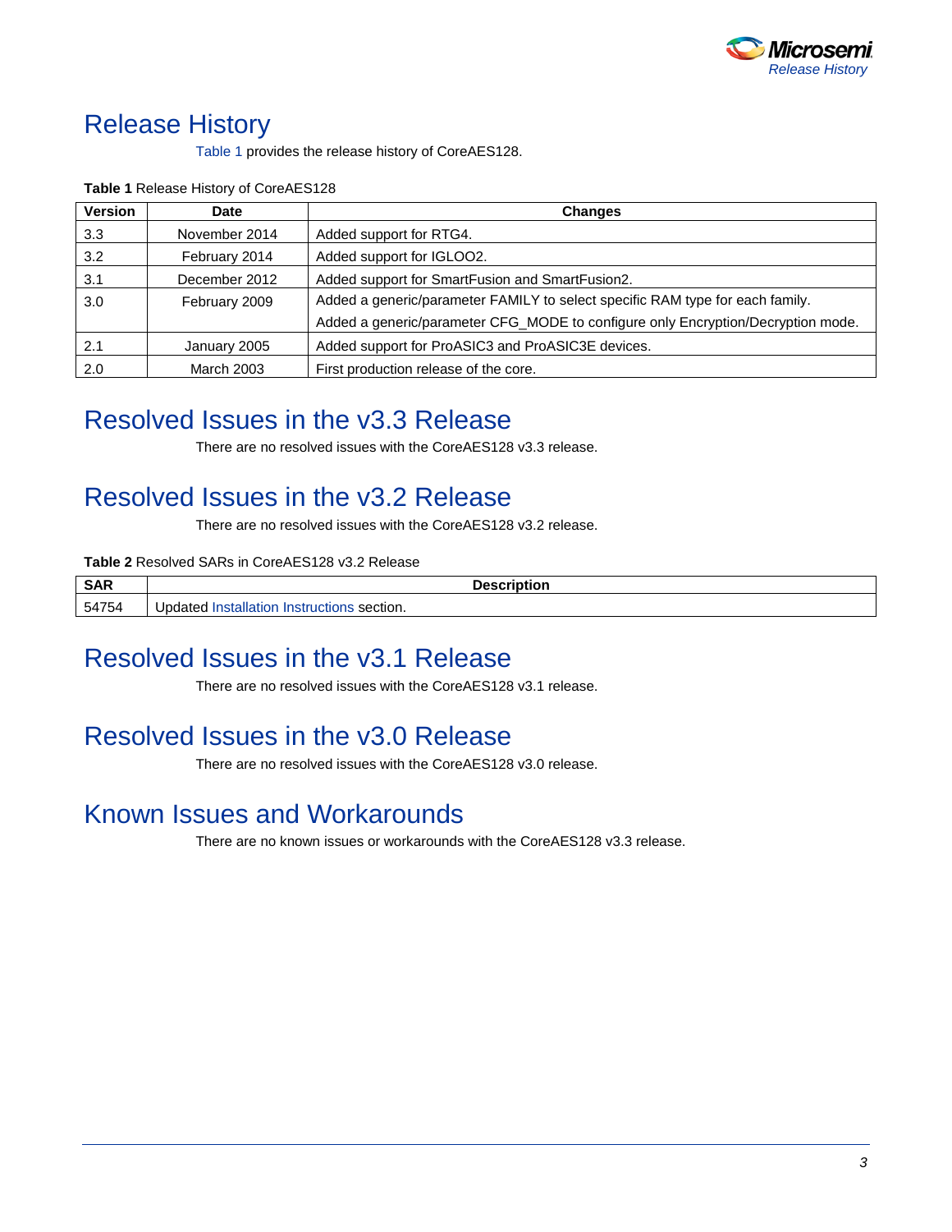# Release History

Table 1 provides the release history of CoreAES128.

**Table 1** Release History of CoreAES128

| Version | Date | Changes |
|---|---|---|
| 3.3 | November 2014 | Added support for RTG4. |
| 3.2 | February 2014 | Added support for IGLOO2. |
| 3.1 | December 2012 | Added support for SmartFusion and SmartFusion2. |
| 3.0 | February 2009 | Added a generic/parameter FAMILY to select specific RAM type for each family.<br>Added a generic/parameter CFG_MODE to configure only Encryption/Decryption mode. |
| 2.1 | January 2005 | Added support for ProASIC3 and ProASIC3E devices. |
| 2.0 | March 2003 | First production release of the core. |

# Resolved Issues in the v3.3 Release

There are no resolved issues with the CoreAES128 v3.3 release.

# Resolved Issues in the v3.2 Release

There are no resolved issues with the CoreAES128 v3.2 release.

**Table 2** Resolved SARs in CoreAES128 v3.2 Release

| SAR | Description |
|---|---|
| 54754 | Updated Installation Instructions section. |

# Resolved Issues in the v3.1 Release

There are no resolved issues with the CoreAES128 v3.1 release.

# Resolved Issues in the v3.0 Release

There are no resolved issues with the CoreAES128 v3.0 release.

# Known Issues and Workarounds

There are no known issues or workarounds with the CoreAES128 v3.3 release.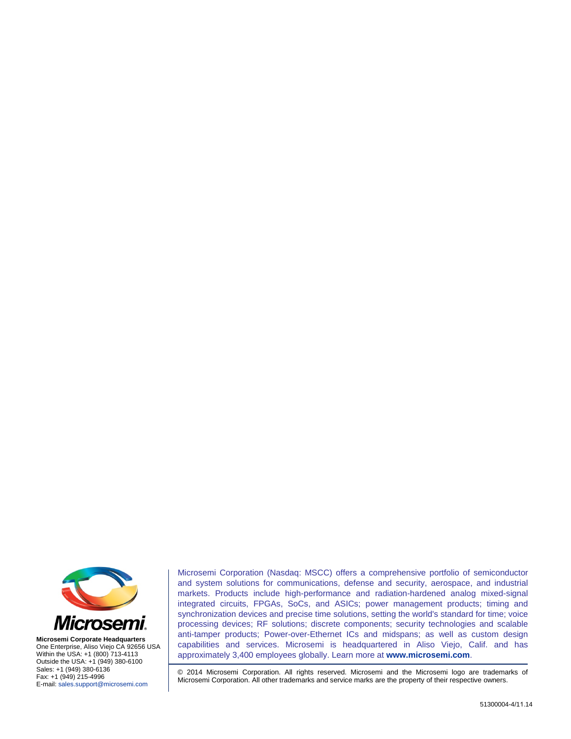Microsemi

**Microsemi Corporate Headquarters**
One Enterprise, Aliso Viejo CA 92656 USA
Within the USA: +1 (800) 713-4113
Outside the USA: +1 (949) 380-6100
Sales: +1 (949) 380-6136
Fax: +1 (949) 215-4996
E-mail: sales.support@microsemi.com

Microsemi Corporation (Nasdaq: MSCC) offers a comprehensive portfolio of semiconductor and system solutions for communications, defense and security, aerospace, and industrial markets. Products include high-performance and radiation-hardened analog mixed-signal integrated circuits, FPGAs, SoCs, and ASICs; power management products; timing and synchronization devices and precise time solutions, setting the world's standard for time; voice processing devices; RF solutions; discrete components; security technologies and scalable anti-tamper products; Power-over-Ethernet ICs and midspans; as well as custom design capabilities and services. Microsemi is headquartered in Aliso Viejo, Calif. and has approximately 3,400 employees globally. Learn more at **www.microsemi.com**.

© 2014 Microsemi Corporation. All rights reserved. Microsemi and the Microsemi logo are trademarks of Microsemi Corporation. All other trademarks and service marks are the property of their respective owners.

51300004-4/11.14